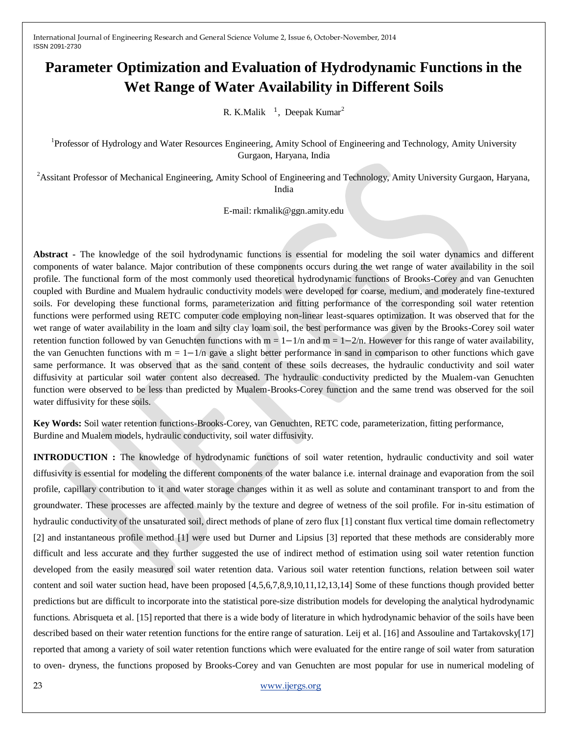# Parameter Optimization and Evaluation of Hydrodynamic Functions in the Wet Range of Water Availability in Different Soils

R. K.Malik [1], Deepak Kumar[2]

[1]Professor of Hydrology and Water Resources Engineering, Amity School of Engineering and Technology, Amity University Gurgaon, Haryana, India

[2]Assitant Professor of Mechanical Engineering, Amity School of Engineering and Technology, Amity University Gurgaon, Haryana, India

E-mail: rkmalik@ggn.amity.edu

**Abstract -** The knowledge of the soil hydrodynamic functions is essential for modeling the soil water dynamics and different components of water balance. Major contribution of these components occurs during the wet range of water availability in the soil profile. The functional form of the most commonly used theoretical hydrodynamic functions of Brooks-Corey and van Genuchten coupled with Burdine and Mualem hydraulic conductivity models were developed for coarse, medium, and moderately fine-textured soils. For developing these functional forms, parameterization and fitting performance of the corresponding soil water retention functions were performed using RETC computer code employing non-linear least-squares optimization. It was observed that for the wet range of water availability in the loam and silty clay loam soil, the best performance was given by the Brooks-Corey soil water retention function followed by van Genuchten functions with $m = 1-1/n$ and $m = 1-2/n$. However for this range of water availability, the van Genuchten functions with $m = 1-1/n$ gave a slight better performance in sand in comparison to other functions which gave same performance. It was observed that as the sand content of these soils decreases, the hydraulic conductivity and soil water diffusivity at particular soil water content also decreased. The hydraulic conductivity predicted by the Mualem-van Genuchten function were observed to be less than predicted by Mualem-Brooks-Corey function and the same trend was observed for the soil water diffusivity for these soils.

**Key Words:** Soil water retention functions-Brooks-Corey, van Genuchten, RETC code, parameterization, fitting performance, Burdine and Mualem models, hydraulic conductivity, soil water diffusivity.

**INTRODUCTION :** The knowledge of hydrodynamic functions of soil water retention, hydraulic conductivity and soil water diffusivity is essential for modeling the different components of the water balance i.e. internal drainage and evaporation from the soil profile, capillary contribution to it and water storage changes within it as well as solute and contaminant transport to and from the groundwater. These processes are affected mainly by the texture and degree of wetness of the soil profile. For in-situ estimation of hydraulic conductivity of the unsaturated soil, direct methods of plane of zero flux [1] constant flux vertical time domain reflectometry [2] and instantaneous profile method [1] were used but Durner and Lipsius [3] reported that these methods are considerably more difficult and less accurate and they further suggested the use of indirect method of estimation using soil water retention function developed from the easily measured soil water retention data. Various soil water retention functions, relation between soil water content and soil water suction head, have been proposed [4,5,6,7,8,9,10,11,12,13,14] Some of these functions though provided better predictions but are difficult to incorporate into the statistical pore-size distribution models for developing the analytical hydrodynamic functions. Abrisqueta et al. [15] reported that there is a wide body of literature in which hydrodynamic behavior of the soils have been described based on their water retention functions for the entire range of saturation. Leij et al. [16] and Assouline and Tartakovsky[17] reported that among a variety of soil water retention functions which were evaluated for the entire range of soil water from saturation to oven- dryness, the functions proposed by Brooks-Corey and van Genuchten are most popular for use in numerical modeling of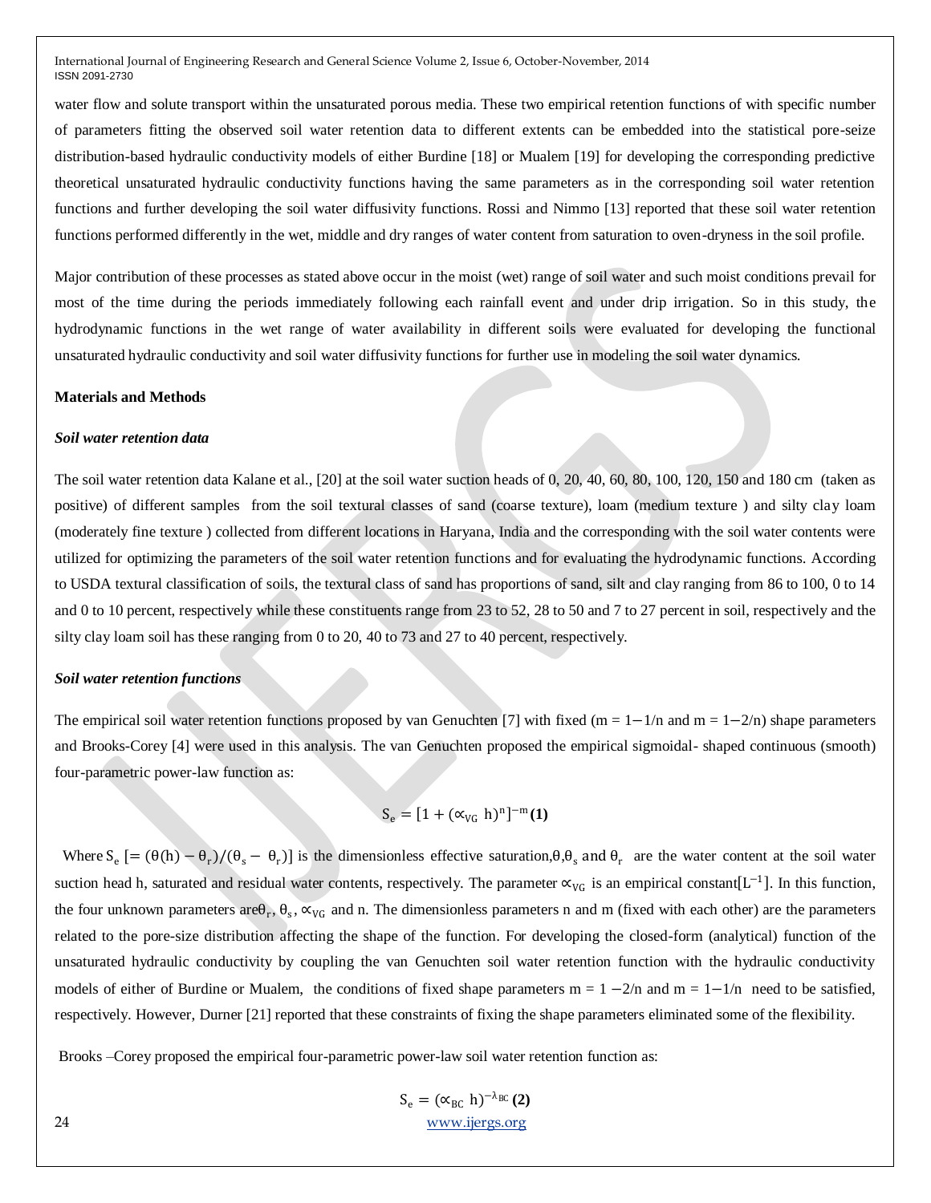water flow and solute transport within the unsaturated porous media. These two empirical retention functions of with specific number of parameters fitting the observed soil water retention data to different extents can be embedded into the statistical pore-seize distribution-based hydraulic conductivity models of either Burdine [18] or Mualem [19] for developing the corresponding predictive theoretical unsaturated hydraulic conductivity functions having the same parameters as in the corresponding soil water retention functions and further developing the soil water diffusivity functions. Rossi and Nimmo [13] reported that these soil water retention functions performed differently in the wet, middle and dry ranges of water content from saturation to oven-dryness in the soil profile.

Major contribution of these processes as stated above occur in the moist (wet) range of soil water and such moist conditions prevail for most of the time during the periods immediately following each rainfall event and under drip irrigation. So in this study, the hydrodynamic functions in the wet range of water availability in different soils were evaluated for developing the functional unsaturated hydraulic conductivity and soil water diffusivity functions for further use in modeling the soil water dynamics.

**Materials and Methods**

***Soil water retention data***

The soil water retention data Kalane et al., [20] at the soil water suction heads of 0, 20, 40, 60, 80, 100, 120, 150 and 180 cm (taken as positive) of different samples from the soil textural classes of sand (coarse texture), loam (medium texture ) and silty clay loam (moderately fine texture ) collected from different locations in Haryana, India and the corresponding with the soil water contents were utilized for optimizing the parameters of the soil water retention functions and for evaluating the hydrodynamic functions. According to USDA textural classification of soils, the textural class of sand has proportions of sand, silt and clay ranging from 86 to 100, 0 to 14 and 0 to 10 percent, respectively while these constituents range from 23 to 52, 28 to 50 and 7 to 27 percent in soil, respectively and the silty clay loam soil has these ranging from 0 to 20, 40 to 73 and 27 to 40 percent, respectively.

***Soil water retention functions***

The empirical soil water retention functions proposed by van Genuchten [7] with fixed ($m = 1-1/n$ and $m = 1-2/n$) shape parameters and Brooks-Corey [4] were used in this analysis. The van Genuchten proposed the empirical sigmoidal- shaped continuous (smooth) four-parametric power-law function as:

$$S_e = [1 + (\propto_{VG}\ h)^n]^{-m} \quad \textbf{(1)}$$

Where $S_e\ [= (\theta(h) - \theta_r)/(\theta_s - \theta_r)]$ is the dimensionless effective saturation,$\theta$,$\theta_s$ and $\theta_r$ are the water content at the soil water suction head h, saturated and residual water contents, respectively. The parameter $\propto_{VG}$ is an empirical constant$[L^{-1}]$. In this function, the four unknown parameters are$\theta_r$, $\theta_s$, $\propto_{VG}$ and n. The dimensionless parameters n and m (fixed with each other) are the parameters related to the pore-size distribution affecting the shape of the function. For developing the closed-form (analytical) function of the unsaturated hydraulic conductivity by coupling the van Genuchten soil water retention function with the hydraulic conductivity models of either of Burdine or Mualem, the conditions of fixed shape parameters $m = 1-2/n$ and $m = 1-1/n$ need to be satisfied, respectively. However, Durner [21] reported that these constraints of fixing the shape parameters eliminated some of the flexibility.

Brooks –Corey proposed the empirical four-parametric power-law soil water retention function as:

$$S_e = (\propto_{BC}\ h)^{-\lambda_{BC}} \quad \textbf{(2)}$$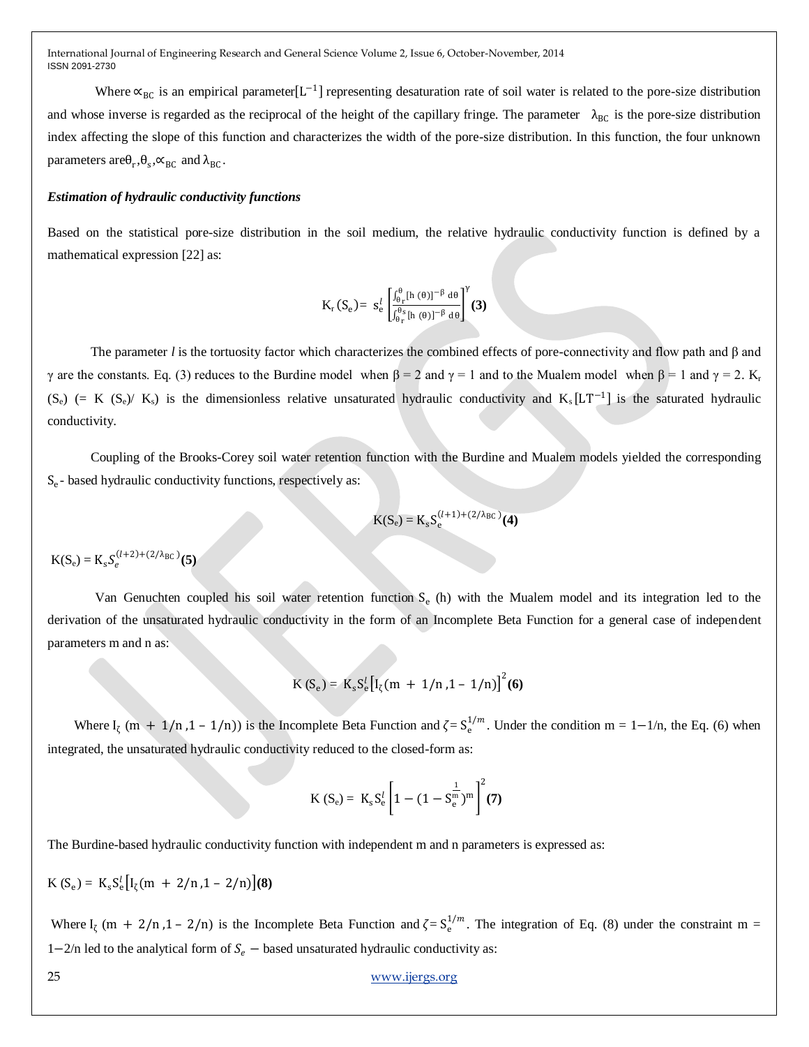Where $\propto_{BC}$ is an empirical parameter$[L^{-1}]$ representing desaturation rate of soil water is related to the pore-size distribution and whose inverse is regarded as the reciprocal of the height of the capillary fringe. The parameter $\lambda_{BC}$ is the pore-size distribution index affecting the slope of this function and characterizes the width of the pore-size distribution. In this function, the four unknown parameters are$\theta_r$,$\theta_s$,$\propto_{BC}$ and $\lambda_{BC}$.

***Estimation of hydraulic conductivity functions***

Based on the statistical pore-size distribution in the soil medium, the relative hydraulic conductivity function is defined by a mathematical expression [22] as:

$$K_r(S_e) = s_e^l \left[\frac{\int_{\theta_r}^{\theta} [h(\theta)]^{-\beta} \, d\theta}{\int_{\theta_r}^{\theta_s} [h(\theta)]^{-\beta} \, d\theta}\right]^{\gamma} \quad \textbf{(3)}$$

The parameter *l* is the tortuosity factor which characterizes the combined effects of pore-connectivity and flow path and β and γ are the constants. Eq. (3) reduces to the Burdine model when β = 2 and γ = 1 and to the Mualem model when β = 1 and γ = 2. $K_r(S_e)$ (= $K(S_e)/K_s$) is the dimensionless relative unsaturated hydraulic conductivity and $K_s[LT^{-1}]$ is the saturated hydraulic conductivity.

Coupling of the Brooks-Corey soil water retention function with the Burdine and Mualem models yielded the corresponding $S_e$- based hydraulic conductivity functions, respectively as:

$$K(S_e) = K_s S_e^{(l+1)+(2/\lambda_{BC})} \quad \textbf{(4)}$$

$$K(S_e) = K_s S_e^{(l+2)+(2/\lambda_{BC})} \quad \textbf{(5)}$$

Van Genuchten coupled his soil water retention function $S_e$ (h) with the Mualem model and its integration led to the derivation of the unsaturated hydraulic conductivity in the form of an Incomplete Beta Function for a general case of independent parameters m and n as:

$$K(S_e) = K_s S_e^l \left[I_\zeta(m + 1/n, 1 - 1/n)\right]^2 \quad \textbf{(6)}$$

Where $I_\zeta(m + 1/n, 1 - 1/n))$ is the Incomplete Beta Function and $\zeta = S_e^{1/m}$. Under the condition m = 1−1/n, the Eq. (6) when integrated, the unsaturated hydraulic conductivity reduced to the closed-form as:

$$K(S_e) = K_s S_e^l \left[1 - (1 - S_e^{\frac{1}{m}})^m\right]^2 \quad \textbf{(7)}$$

The Burdine-based hydraulic conductivity function with independent m and n parameters is expressed as:

$$K(S_e) = K_s S_e^l \left[I_\zeta(m + 2/n, 1 - 2/n)\right] \quad \textbf{(8)}$$

Where $I_\zeta(m + 2/n, 1 - 2/n)$ is the Incomplete Beta Function and $\zeta = S_e^{1/m}$. The integration of Eq. (8) under the constraint m = 1−2/n led to the analytical form of $S_e$ − based unsaturated hydraulic conductivity as: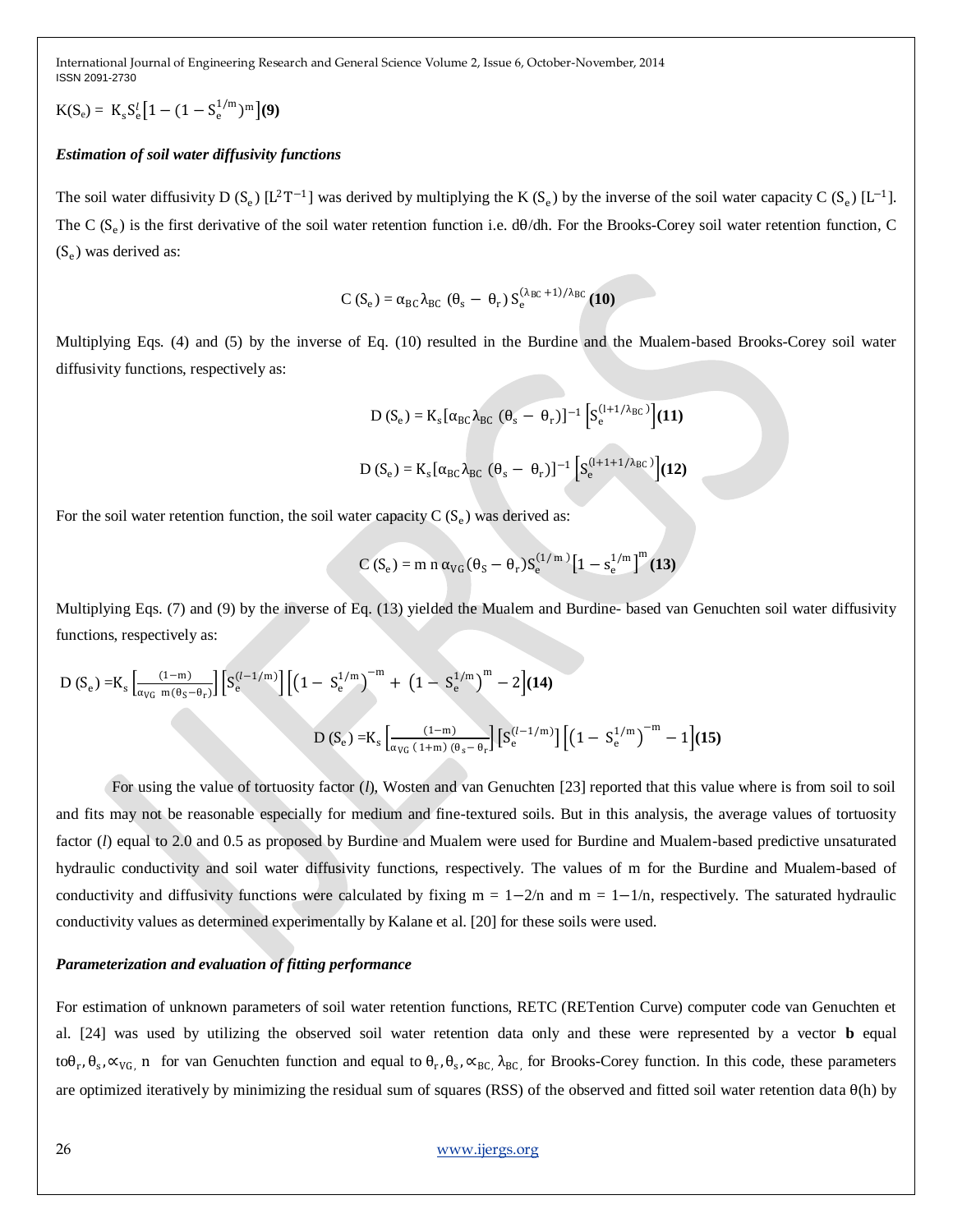$$K(S_e) = K_s S_e^l \left[1 - (1 - S_e^{1/m})^m\right] \textbf{(9)}$$

### *Estimation of soil water diffusivity functions*

The soil water diffusivity D ($S_e$) [$L^2T^{-1}$] was derived by multiplying the K ($S_e$) by the inverse of the soil water capacity C ($S_e$) [$L^{-1}$]. The C ($S_e$) is the first derivative of the soil water retention function i.e. dθ/dh. For the Brooks-Corey soil water retention function, C ($S_e$) was derived as:

$$C(S_e) = \alpha_{BC}\lambda_{BC}\,(\theta_s - \theta_r)\,S_e^{(\lambda_{BC}+1)/\lambda_{BC}} \textbf{(10)}$$

Multiplying Eqs. (4) and (5) by the inverse of Eq. (10) resulted in the Burdine and the Mualem-based Brooks-Corey soil water diffusivity functions, respectively as:

$$D(S_e) = K_s[\alpha_{BC}\lambda_{BC}\,(\theta_s - \theta_r)]^{-1}\left[S_e^{(l+1/\lambda_{BC})}\right] \textbf{(11)}$$

$$D(S_e) = K_s[\alpha_{BC}\lambda_{BC}\,(\theta_s - \theta_r)]^{-1}\left[S_e^{(l+1+1/\lambda_{BC})}\right] \textbf{(12)}$$

For the soil water retention function, the soil water capacity C ($S_e$) was derived as:

$$C(S_e) = m\,n\,\alpha_{VG}(\theta_S - \theta_r)S_e^{(1/m)}\left[1 - s_e^{1/m}\right]^m \textbf{(13)}$$

Multiplying Eqs. (7) and (9) by the inverse of Eq. (13) yielded the Mualem and Burdine- based van Genuchten soil water diffusivity functions, respectively as:

$$D(S_e) = K_s\left[\frac{(1-m)}{\alpha_{VG}\;m(\theta_S-\theta_r)}\right]\left[S_e^{(l-1/m)}\right]\left[\left(1 - S_e^{1/m}\right)^{-m} + \left(1 - S_e^{1/m}\right)^{m} - 2\right] \textbf{(14)}$$

$$D(S_e) = K_s\left[\frac{(1-m)}{\alpha_{VG}\,(1+m)\,(\theta_s-\theta_r)}\right]\left[S_e^{(l-1/m)}\right]\left[\left(1 - S_e^{1/m}\right)^{-m} - 1\right] \textbf{(15)}$$

For using the value of tortuosity factor (*l*), Wosten and van Genuchten [23] reported that this value where is from soil to soil and fits may not be reasonable especially for medium and fine-textured soils. But in this analysis, the average values of tortuosity factor (*l*) equal to 2.0 and 0.5 as proposed by Burdine and Mualem were used for Burdine and Mualem-based predictive unsaturated hydraulic conductivity and soil water diffusivity functions, respectively. The values of m for the Burdine and Mualem-based of conductivity and diffusivity functions were calculated by fixing $m = 1-2/n$ and $m = 1-1/n$, respectively. The saturated hydraulic conductivity values as determined experimentally by Kalane et al. [20] for these soils were used.

### *Parameterization and evaluation of fitting performance*

For estimation of unknown parameters of soil water retention functions, RETC (RETention Curve) computer code van Genuchten et al. [24] was used by utilizing the observed soil water retention data only and these were represented by a vector **b** equal to $\theta_r, \theta_s, \alpha_{VG}, n$ for van Genuchten function and equal to $\theta_r, \theta_s, \alpha_{BC}, \lambda_{BC}$ for Brooks-Corey function. In this code, these parameters are optimized iteratively by minimizing the residual sum of squares (RSS) of the observed and fitted soil water retention data θ(h) by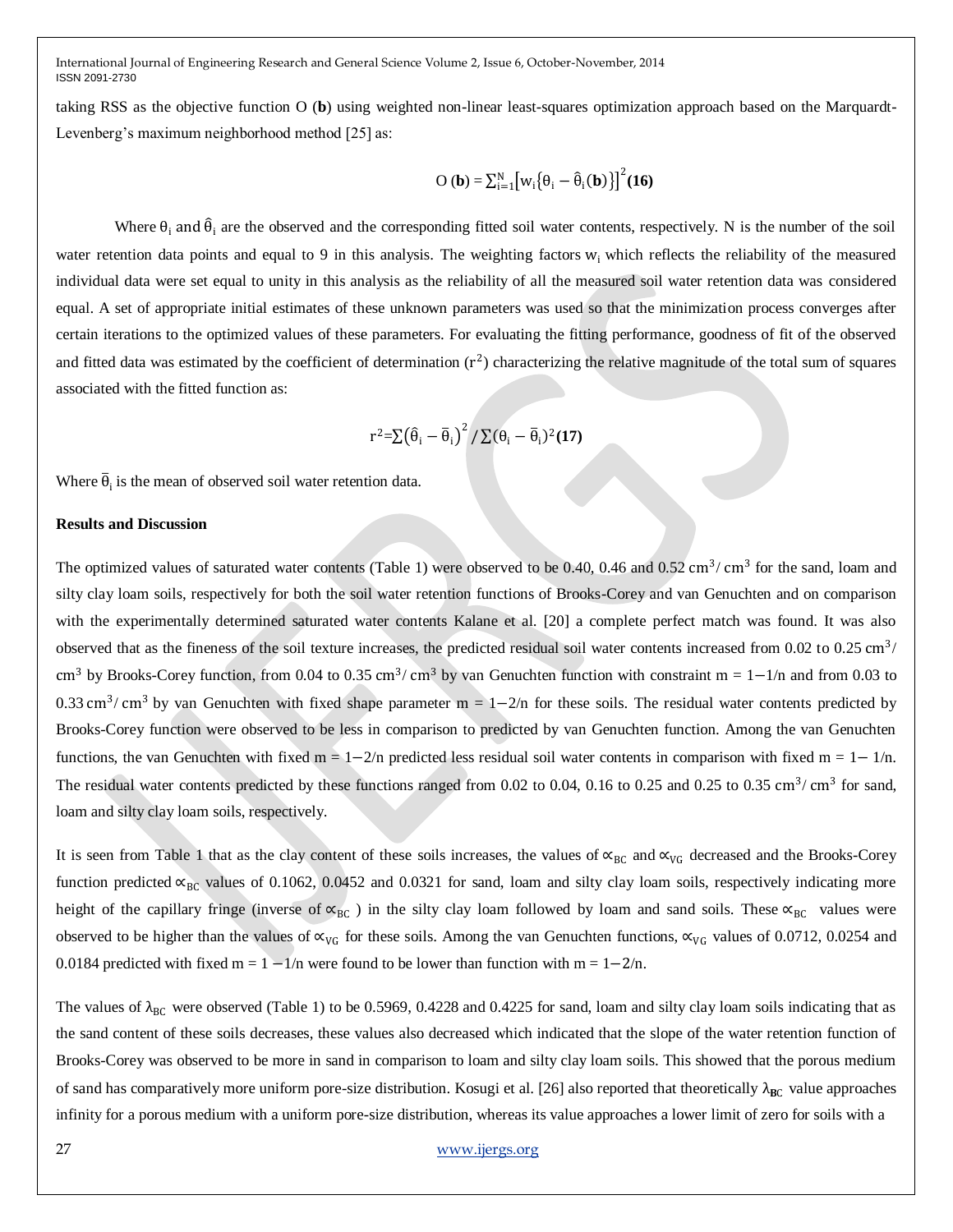taking RSS as the objective function O (**b**) using weighted non-linear least-squares optimization approach based on the Marquardt-Levenberg's maximum neighborhood method [25] as:

$$O(\mathbf{b}) = \sum_{i=1}^{N}\left[w_i\{\theta_i - \hat{\theta}_i(\mathbf{b})\}\right]^2 \quad \textbf{(16)}$$

Where $\theta_i$ and $\hat{\theta}_i$ are the observed and the corresponding fitted soil water contents, respectively. N is the number of the soil water retention data points and equal to 9 in this analysis. The weighting factors $w_i$ which reflects the reliability of the measured individual data were set equal to unity in this analysis as the reliability of all the measured soil water retention data was considered equal. A set of appropriate initial estimates of these unknown parameters was used so that the minimization process converges after certain iterations to the optimized values of these parameters. For evaluating the fitting performance, goodness of fit of the observed and fitted data was estimated by the coefficient of determination ($r^2$) characterizing the relative magnitude of the total sum of squares associated with the fitted function as:

$$r^2 = \sum\left(\hat{\theta}_i - \bar{\theta}_i\right)^2 / \sum(\theta_i - \bar{\theta}_i)^2 \quad \textbf{(17)}$$

Where $\bar{\theta}_i$ is the mean of observed soil water retention data.

**Results and Discussion**

The optimized values of saturated water contents (Table 1) were observed to be 0.40, 0.46 and 0.52 $cm^3/cm^3$ for the sand, loam and silty clay loam soils, respectively for both the soil water retention functions of Brooks-Corey and van Genuchten and on comparison with the experimentally determined saturated water contents Kalane et al. [20] a complete perfect match was found. It was also observed that as the fineness of the soil texture increases, the predicted residual soil water contents increased from 0.02 to 0.25 $cm^3/cm^3$ by Brooks-Corey function, from 0.04 to 0.35 $cm^3/cm^3$ by van Genuchten function with constraint $m = 1-1/n$ and from 0.03 to 0.33 $cm^3/cm^3$ by van Genuchten with fixed shape parameter $m = 1-2/n$ for these soils. The residual water contents predicted by Brooks-Corey function were observed to be less in comparison to predicted by van Genuchten function. Among the van Genuchten functions, the van Genuchten with fixed $m = 1-2/n$ predicted less residual soil water contents in comparison with fixed $m = 1-1/n$. The residual water contents predicted by these functions ranged from 0.02 to 0.04, 0.16 to 0.25 and 0.25 to 0.35 $cm^3/cm^3$ for sand, loam and silty clay loam soils, respectively.

It is seen from Table 1 that as the clay content of these soils increases, the values of $\alpha_{BC}$ and $\alpha_{VG}$ decreased and the Brooks-Corey function predicted $\alpha_{BC}$ values of 0.1062, 0.0452 and 0.0321 for sand, loam and silty clay loam soils, respectively indicating more height of the capillary fringe (inverse of $\alpha_{BC}$ ) in the silty clay loam followed by loam and sand soils. These $\alpha_{BC}$ values were observed to be higher than the values of $\alpha_{VG}$ for these soils. Among the van Genuchten functions, $\alpha_{VG}$ values of 0.0712, 0.0254 and 0.0184 predicted with fixed $m = 1-1/n$ were found to be lower than function with $m = 1-2/n$.

The values of $\lambda_{BC}$ were observed (Table 1) to be 0.5969, 0.4228 and 0.4225 for sand, loam and silty clay loam soils indicating that as the sand content of these soils decreases, these values also decreased which indicated that the slope of the water retention function of Brooks-Corey was observed to be more in sand in comparison to loam and silty clay loam soils. This showed that the porous medium of sand has comparatively more uniform pore-size distribution. Kosugi et al. [26] also reported that theoretically $\lambda_{BC}$ value approaches infinity for a porous medium with a uniform pore-size distribution, whereas its value approaches a lower limit of zero for soils with a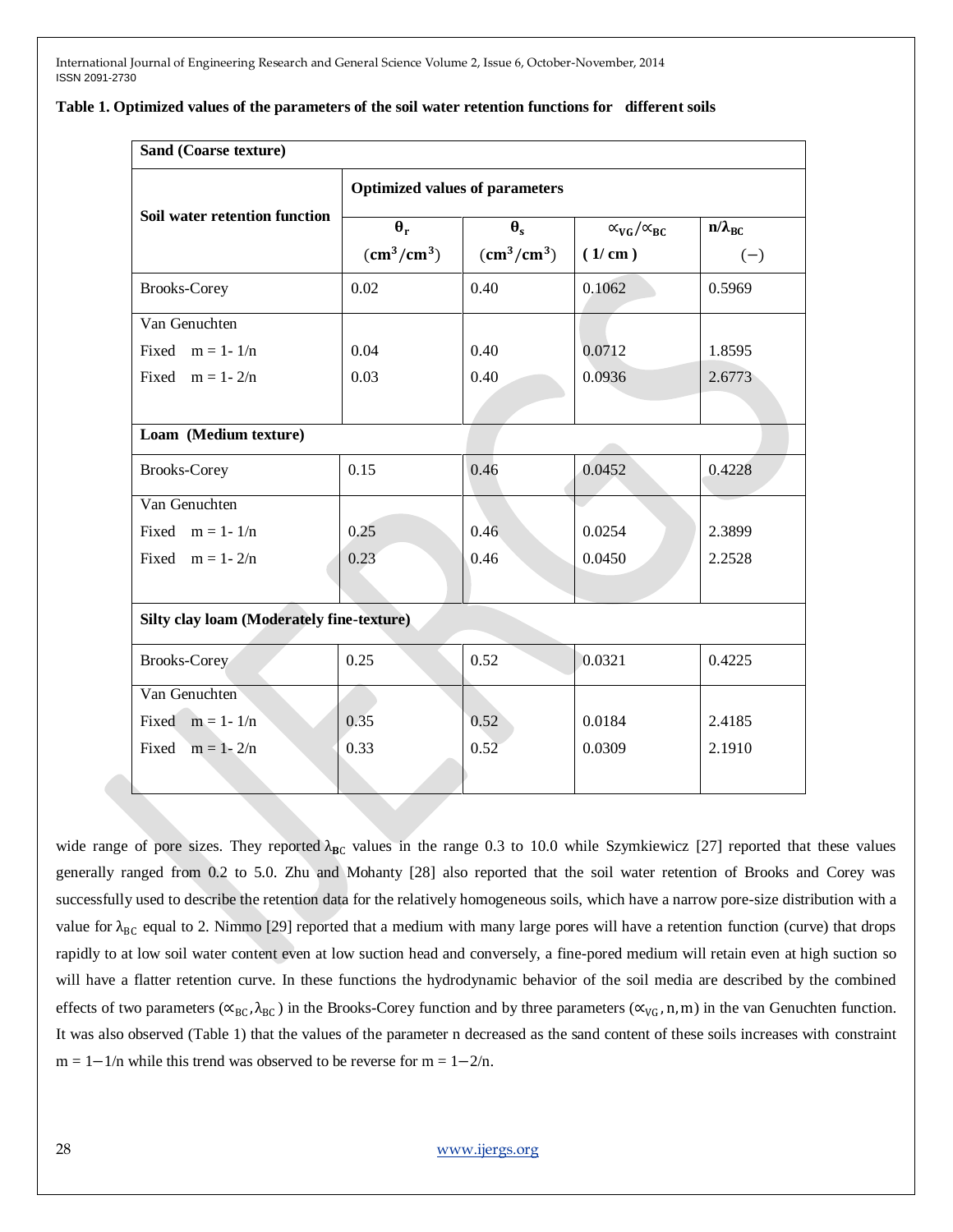**Table 1. Optimized values of the parameters of the soil water retention functions for different soils**

| Soil water retention function | Optimized values of parameters | | | |
|---|---|---|---|---|
| | $\theta_r$ $(cm^3/cm^3)$ | $\theta_s$ $(cm^3/cm^3)$ | $\propto_{VG}/\propto_{BC}$ (1/ cm ) | $n/\lambda_{BC}$ $(-)$ |
| **Sand (Coarse texture)** | | | | |
| Brooks-Corey | 0.02 | 0.40 | 0.1062 | 0.5969 |
| Van Genuchten | | | | |
| Fixed m = 1- 1/n | 0.04 | 0.40 | 0.0712 | 1.8595 |
| Fixed m = 1- 2/n | 0.03 | 0.40 | 0.0936 | 2.6773 |
| **Loam (Medium texture)** | | | | |
| Brooks-Corey | 0.15 | 0.46 | 0.0452 | 0.4228 |
| Van Genuchten | | | | |
| Fixed m = 1- 1/n | 0.25 | 0.46 | 0.0254 | 2.3899 |
| Fixed m = 1- 2/n | 0.23 | 0.46 | 0.0450 | 2.2528 |
| **Silty clay loam (Moderately fine-texture)** | | | | |
| Brooks-Corey | 0.25 | 0.52 | 0.0321 | 0.4225 |
| Van Genuchten | | | | |
| Fixed m = 1- 1/n | 0.35 | 0.52 | 0.0184 | 2.4185 |
| Fixed m = 1- 2/n | 0.33 | 0.52 | 0.0309 | 2.1910 |

wide range of pore sizes. They reported $\lambda_{BC}$ values in the range 0.3 to 10.0 while Szymkiewicz [27] reported that these values generally ranged from 0.2 to 5.0. Zhu and Mohanty [28] also reported that the soil water retention of Brooks and Corey was successfully used to describe the retention data for the relatively homogeneous soils, which have a narrow pore-size distribution with a value for $\lambda_{BC}$ equal to 2. Nimmo [29] reported that a medium with many large pores will have a retention function (curve) that drops rapidly to at low soil water content even at low suction head and conversely, a fine-pored medium will retain even at high suction so will have a flatter retention curve. In these functions the hydrodynamic behavior of the soil media are described by the combined effects of two parameters ($\propto_{BC}, \lambda_{BC}$) in the Brooks-Corey function and by three parameters ($\propto_{VG}, n, m$) in the van Genuchten function. It was also observed (Table 1) that the values of the parameter n decreased as the sand content of these soils increases with constraint $m = 1-1/n$ while this trend was observed to be reverse for $m = 1-2/n$.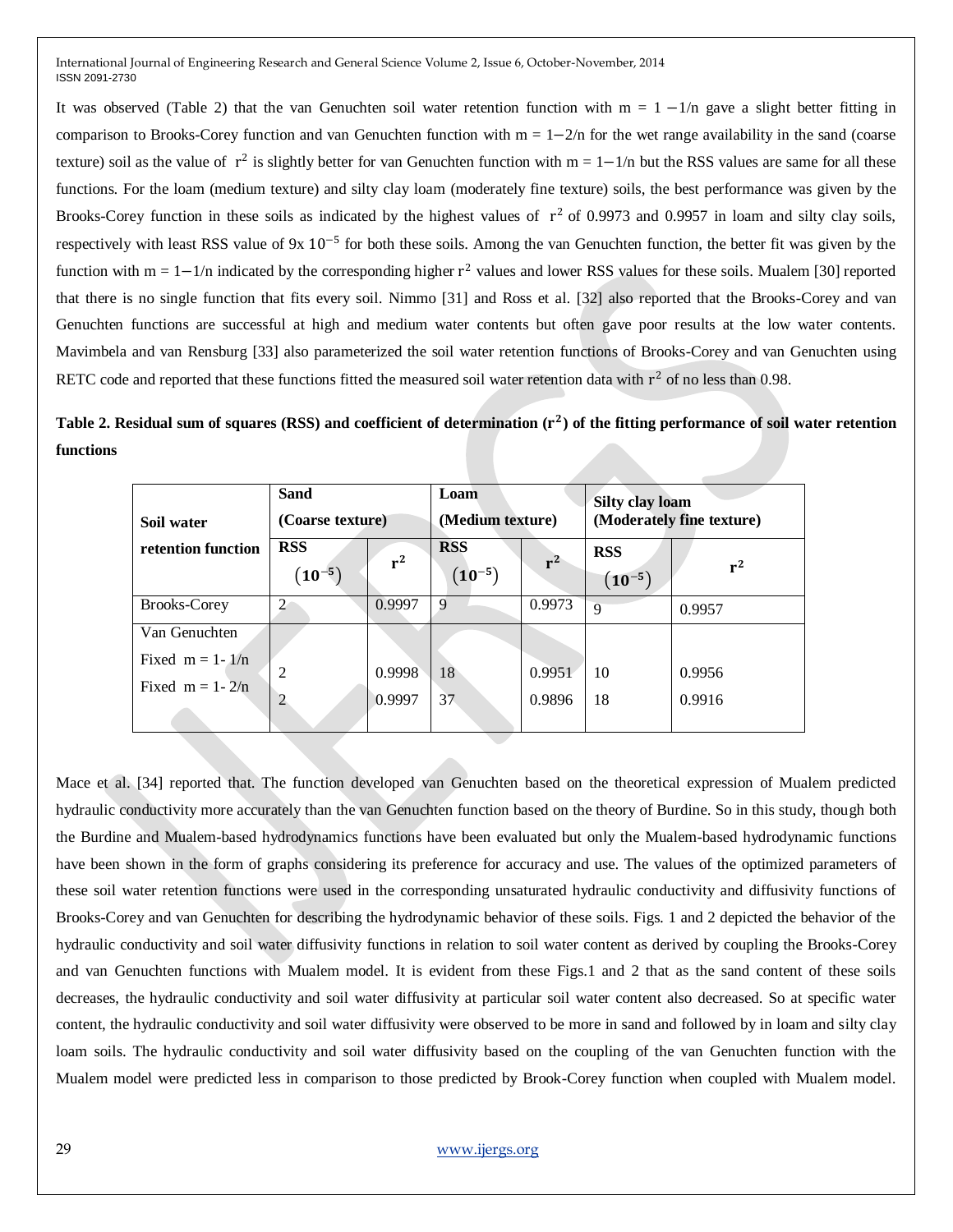It was observed (Table 2) that the van Genuchten soil water retention function with m = 1 − 1/n gave a slight better fitting in comparison to Brooks-Corey function and van Genuchten function with m = 1−2/n for the wet range availability in the sand (coarse texture) soil as the value of $r^2$ is slightly better for van Genuchten function with m = 1−1/n but the RSS values are same for all these functions. For the loam (medium texture) and silty clay loam (moderately fine texture) soils, the best performance was given by the Brooks-Corey function in these soils as indicated by the highest values of $r^2$ of 0.9973 and 0.9957 in loam and silty clay soils, respectively with least RSS value of $9 \times 10^{-5}$ for both these soils. Among the van Genuchten function, the better fit was given by the function with m = 1−1/n indicated by the corresponding higher $r^2$ values and lower RSS values for these soils. Mualem [30] reported that there is no single function that fits every soil. Nimmo [31] and Ross et al. [32] also reported that the Brooks-Corey and van Genuchten functions are successful at high and medium water contents but often gave poor results at the low water contents. Mavimbela and van Rensburg [33] also parameterized the soil water retention functions of Brooks-Corey and van Genuchten using RETC code and reported that these functions fitted the measured soil water retention data with $r^2$ of no less than 0.98.

**Table 2. Residual sum of squares (RSS) and coefficient of determination ($r^2$) of the fitting performance of soil water retention functions**

| Soil water retention function | Sand (Coarse texture) | | Loam (Medium texture) | | Silty clay loam (Moderately fine texture) | |
|---|---|---|---|---|---|---|
| | RSS $(10^{-5})$ | $r^2$ | RSS $(10^{-5})$ | $r^2$ | RSS $(10^{-5})$ | $r^2$ |
| Brooks-Corey | 2 | 0.9997 | 9 | 0.9973 | 9 | 0.9957 |
| Van Genuchten | | | | | | |
| Fixed m = 1- 1/n | 2 | 0.9998 | 18 | 0.9951 | 10 | 0.9956 |
| Fixed m = 1- 2/n | 2 | 0.9997 | 37 | 0.9896 | 18 | 0.9916 |

Mace et al. [34] reported that. The function developed van Genuchten based on the theoretical expression of Mualem predicted hydraulic conductivity more accurately than the van Genuchten function based on the theory of Burdine. So in this study, though both the Burdine and Mualem-based hydrodynamics functions have been evaluated but only the Mualem-based hydrodynamic functions have been shown in the form of graphs considering its preference for accuracy and use. The values of the optimized parameters of these soil water retention functions were used in the corresponding unsaturated hydraulic conductivity and diffusivity functions of Brooks-Corey and van Genuchten for describing the hydrodynamic behavior of these soils. Figs. 1 and 2 depicted the behavior of the hydraulic conductivity and soil water diffusivity functions in relation to soil water content as derived by coupling the Brooks-Corey and van Genuchten functions with Mualem model. It is evident from these Figs.1 and 2 that as the sand content of these soils decreases, the hydraulic conductivity and soil water diffusivity at particular soil water content also decreased. So at specific water content, the hydraulic conductivity and soil water diffusivity were observed to be more in sand and followed by in loam and silty clay loam soils. The hydraulic conductivity and soil water diffusivity based on the coupling of the van Genuchten function with the Mualem model were predicted less in comparison to those predicted by Brook-Corey function when coupled with Mualem model.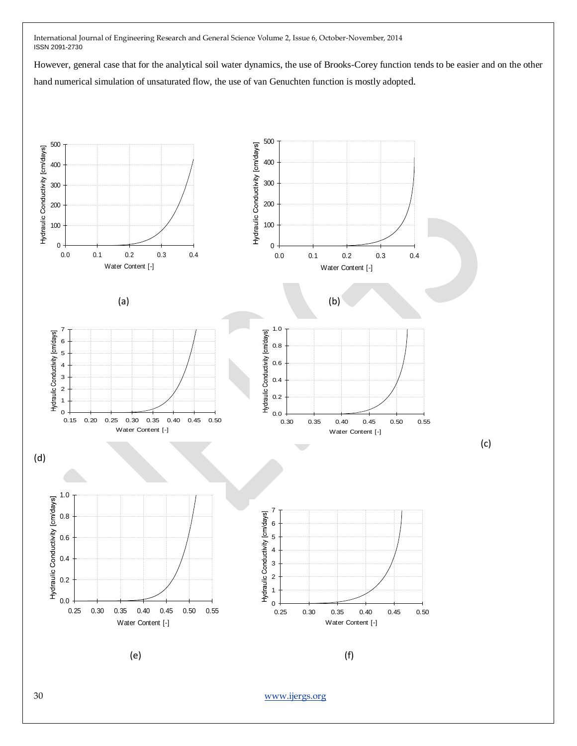However, general case that for the analytical soil water dynamics, the use of Brooks-Corey function tends to be easier and on the other hand numerical simulation of unsaturated flow, the use of van Genuchten function is mostly adopted.

(a)

(b)

(c)

(d)

(e)

(f)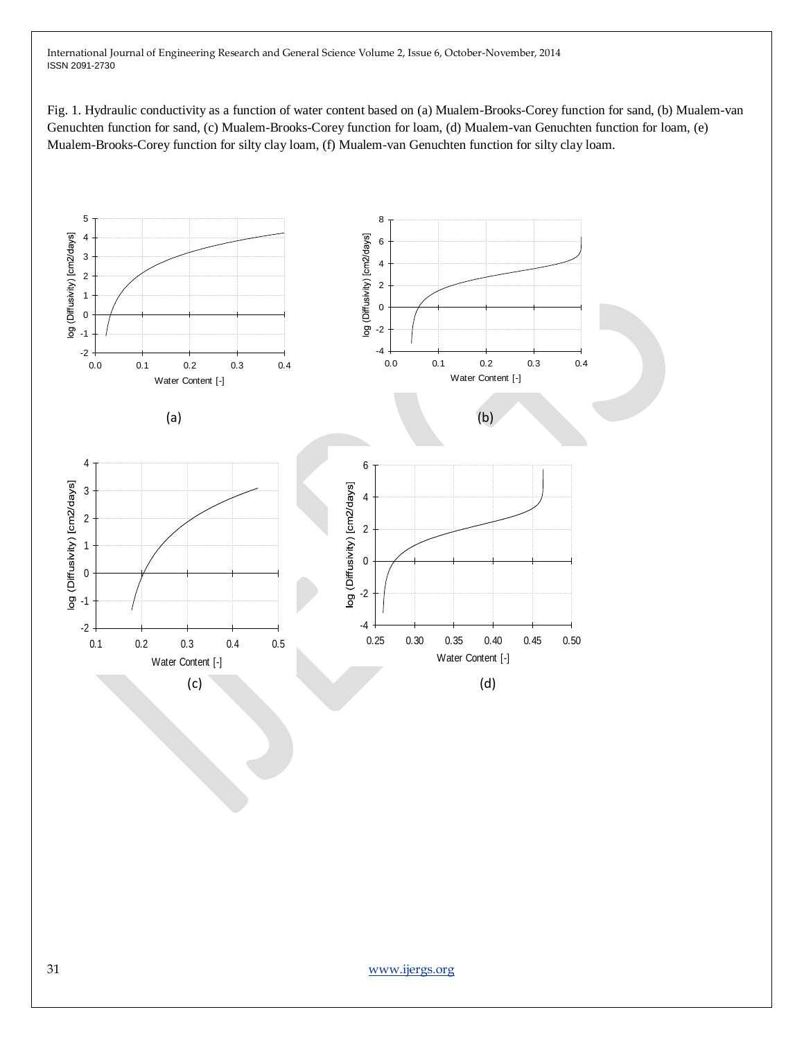Fig. 1. Hydraulic conductivity as a function of water content based on (a) Mualem-Brooks-Corey function for sand, (b) Mualem-van Genuchten function for sand, (c) Mualem-Brooks-Corey function for loam, (d) Mualem-van Genuchten function for loam, (e) Mualem-Brooks-Corey function for silty clay loam, (f) Mualem-van Genuchten function for silty clay loam.

(a)

(b)

(c)

(d)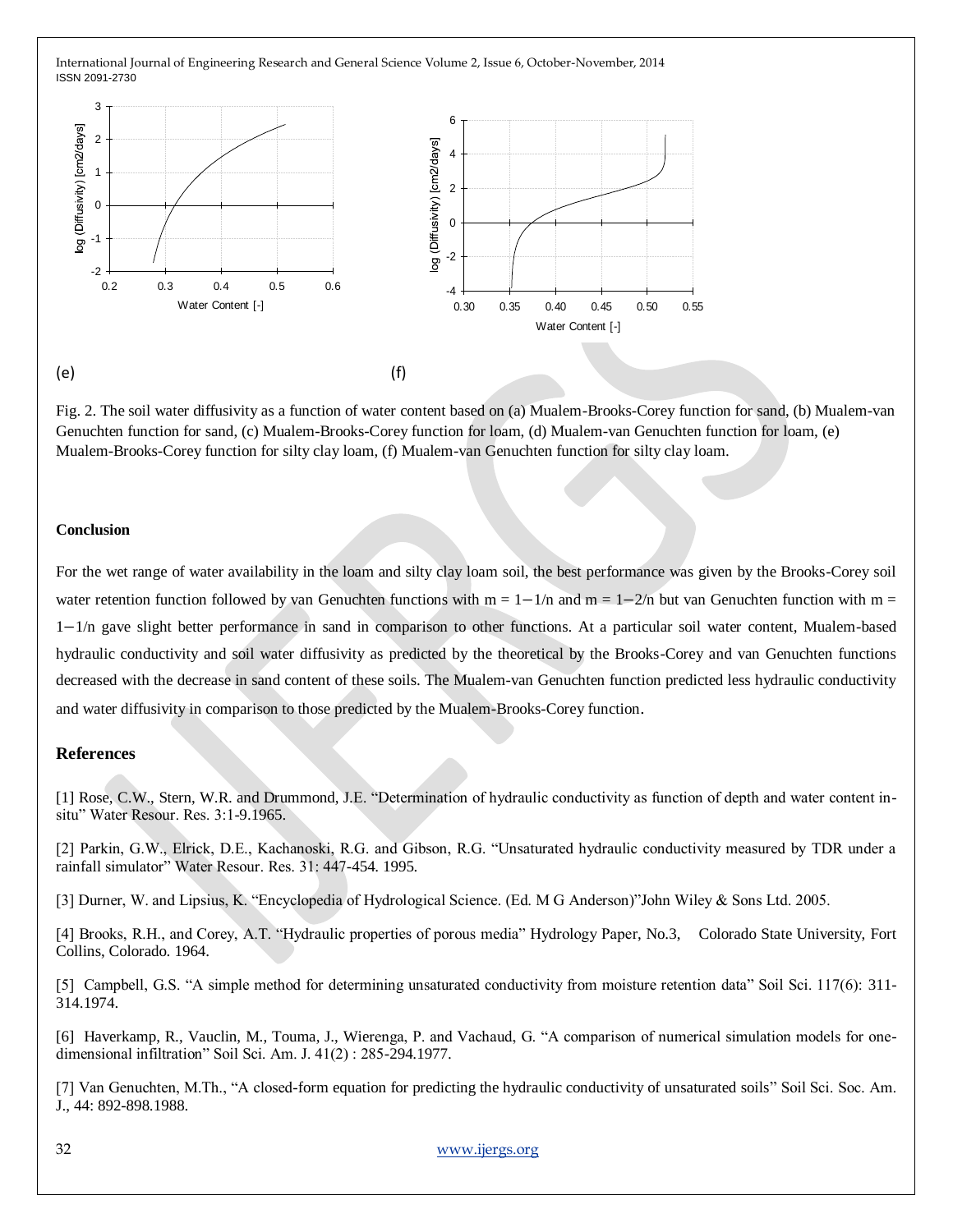(e) (f)

Fig. 2. The soil water diffusivity as a function of water content based on (a) Mualem-Brooks-Corey function for sand, (b) Mualem-van Genuchten function for sand, (c) Mualem-Brooks-Corey function for loam, (d) Mualem-van Genuchten function for loam, (e) Mualem-Brooks-Corey function for silty clay loam, (f) Mualem-van Genuchten function for silty clay loam.

## Conclusion

For the wet range of water availability in the loam and silty clay loam soil, the best performance was given by the Brooks-Corey soil water retention function followed by van Genuchten functions with $m = 1-1/n$ and $m = 1-2/n$ but van Genuchten function with $m = 1-1/n$ gave slight better performance in sand in comparison to other functions. At a particular soil water content, Mualem-based hydraulic conductivity and soil water diffusivity as predicted by the theoretical by the Brooks-Corey and van Genuchten functions decreased with the decrease in sand content of these soils. The Mualem-van Genuchten function predicted less hydraulic conductivity and water diffusivity in comparison to those predicted by the Mualem-Brooks-Corey function.

## References

[1] Rose, C.W., Stern, W.R. and Drummond, J.E. "Determination of hydraulic conductivity as function of depth and water content in-situ" Water Resour. Res. 3:1-9.1965.

[2] Parkin, G.W., Elrick, D.E., Kachanoski, R.G. and Gibson, R.G. "Unsaturated hydraulic conductivity measured by TDR under a rainfall simulator" Water Resour. Res. 31: 447-454. 1995.

[3] Durner, W. and Lipsius, K. "Encyclopedia of Hydrological Science. (Ed. M G Anderson)"John Wiley & Sons Ltd. 2005.

[4] Brooks, R.H., and Corey, A.T. "Hydraulic properties of porous media" Hydrology Paper, No.3, Colorado State University, Fort Collins, Colorado. 1964.

[5] Campbell, G.S. "A simple method for determining unsaturated conductivity from moisture retention data" Soil Sci. 117(6): 311-314.1974.

[6] Haverkamp, R., Vauclin, M., Touma, J., Wierenga, P. and Vachaud, G. "A comparison of numerical simulation models for one-dimensional infiltration" Soil Sci. Am. J. 41(2) : 285-294.1977.

[7] Van Genuchten, M.Th., "A closed-form equation for predicting the hydraulic conductivity of unsaturated soils" Soil Sci. Soc. Am. J., 44: 892-898.1988.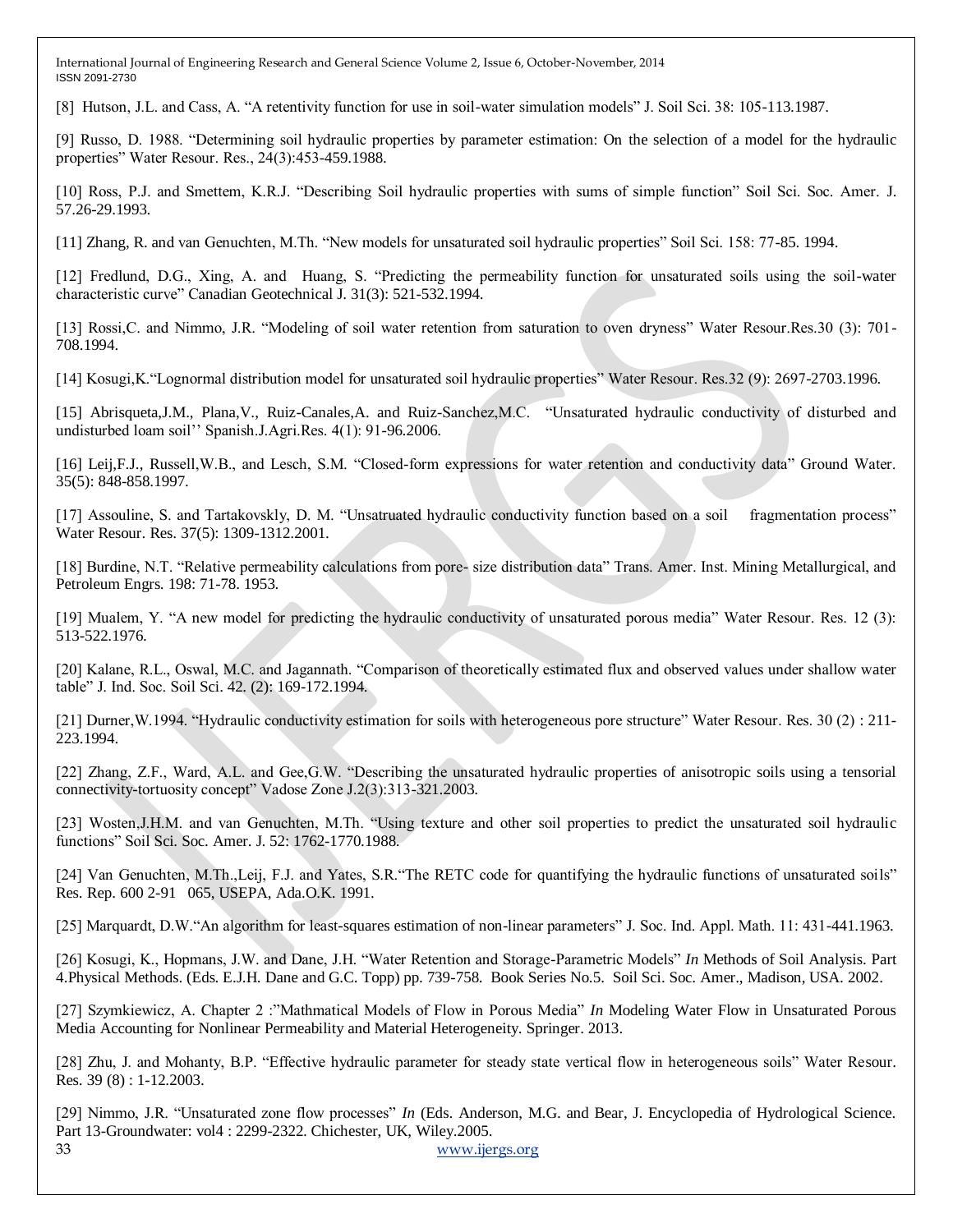[8] Hutson, J.L. and Cass, A. "A retentivity function for use in soil-water simulation models" J. Soil Sci. 38: 105-113.1987.

[9] Russo, D. 1988. "Determining soil hydraulic properties by parameter estimation: On the selection of a model for the hydraulic properties" Water Resour. Res., 24(3):453-459.1988.

[10] Ross, P.J. and Smettem, K.R.J. "Describing Soil hydraulic properties with sums of simple function" Soil Sci. Soc. Amer. J. 57.26-29.1993.

[11] Zhang, R. and van Genuchten, M.Th. "New models for unsaturated soil hydraulic properties" Soil Sci. 158: 77-85. 1994.

[12] Fredlund, D.G., Xing, A. and Huang, S. "Predicting the permeability function for unsaturated soils using the soil-water characteristic curve" Canadian Geotechnical J. 31(3): 521-532.1994.

[13] Rossi,C. and Nimmo, J.R. "Modeling of soil water retention from saturation to oven dryness" Water Resour.Res.30 (3): 701-708.1994.

[14] Kosugi,K."Lognormal distribution model for unsaturated soil hydraulic properties" Water Resour. Res.32 (9): 2697-2703.1996.

[15] Abrisqueta,J.M., Plana,V., Ruiz-Canales,A. and Ruiz-Sanchez,M.C. "Unsaturated hydraulic conductivity of disturbed and undisturbed loam soil'' Spanish.J.Agri.Res. 4(1): 91-96.2006.

[16] Leij,F.J., Russell,W.B., and Lesch, S.M. "Closed-form expressions for water retention and conductivity data" Ground Water. 35(5): 848-858.1997.

[17] Assouline, S. and Tartakovskly, D. M. "Unsatruated hydraulic conductivity function based on a soil fragmentation process" Water Resour. Res. 37(5): 1309-1312.2001.

[18] Burdine, N.T. "Relative permeability calculations from pore- size distribution data" Trans. Amer. Inst. Mining Metallurgical, and Petroleum Engrs. 198: 71-78. 1953.

[19] Mualem, Y. "A new model for predicting the hydraulic conductivity of unsaturated porous media" Water Resour. Res. 12 (3): 513-522.1976.

[20] Kalane, R.L., Oswal, M.C. and Jagannath. "Comparison of theoretically estimated flux and observed values under shallow water table" J. Ind. Soc. Soil Sci. 42. (2): 169-172.1994.

[21] Durner,W.1994. "Hydraulic conductivity estimation for soils with heterogeneous pore structure" Water Resour. Res. 30 (2) : 211-223.1994.

[22] Zhang, Z.F., Ward, A.L. and Gee,G.W. "Describing the unsaturated hydraulic properties of anisotropic soils using a tensorial connectivity-tortuosity concept" Vadose Zone J.2(3):313-321.2003.

[23] Wosten,J.H.M. and van Genuchten, M.Th. "Using texture and other soil properties to predict the unsaturated soil hydraulic functions" Soil Sci. Soc. Amer. J. 52: 1762-1770.1988.

[24] Van Genuchten, M.Th.,Leij, F.J. and Yates, S.R."The RETC code for quantifying the hydraulic functions of unsaturated soils" Res. Rep. 600 2-91 065, USEPA, Ada.O.K. 1991.

[25] Marquardt, D.W."An algorithm for least-squares estimation of non-linear parameters" J. Soc. Ind. Appl. Math. 11: 431-441.1963.

[26] Kosugi, K., Hopmans, J.W. and Dane, J.H. "Water Retention and Storage-Parametric Models" *In* Methods of Soil Analysis. Part 4.Physical Methods. (Eds. E.J.H. Dane and G.C. Topp) pp. 739-758. Book Series No.5. Soil Sci. Soc. Amer., Madison, USA. 2002.

[27] Szymkiewicz, A. Chapter 2 :"Mathmatical Models of Flow in Porous Media" *In* Modeling Water Flow in Unsaturated Porous Media Accounting for Nonlinear Permeability and Material Heterogeneity. Springer. 2013.

[28] Zhu, J. and Mohanty, B.P. "Effective hydraulic parameter for steady state vertical flow in heterogeneous soils" Water Resour. Res. 39 (8) : 1-12.2003.

[29] Nimmo, J.R. "Unsaturated zone flow processes" *In* (Eds. Anderson, M.G. and Bear, J. Encyclopedia of Hydrological Science. Part 13-Groundwater: vol4 : 2299-2322. Chichester, UK, Wiley.2005.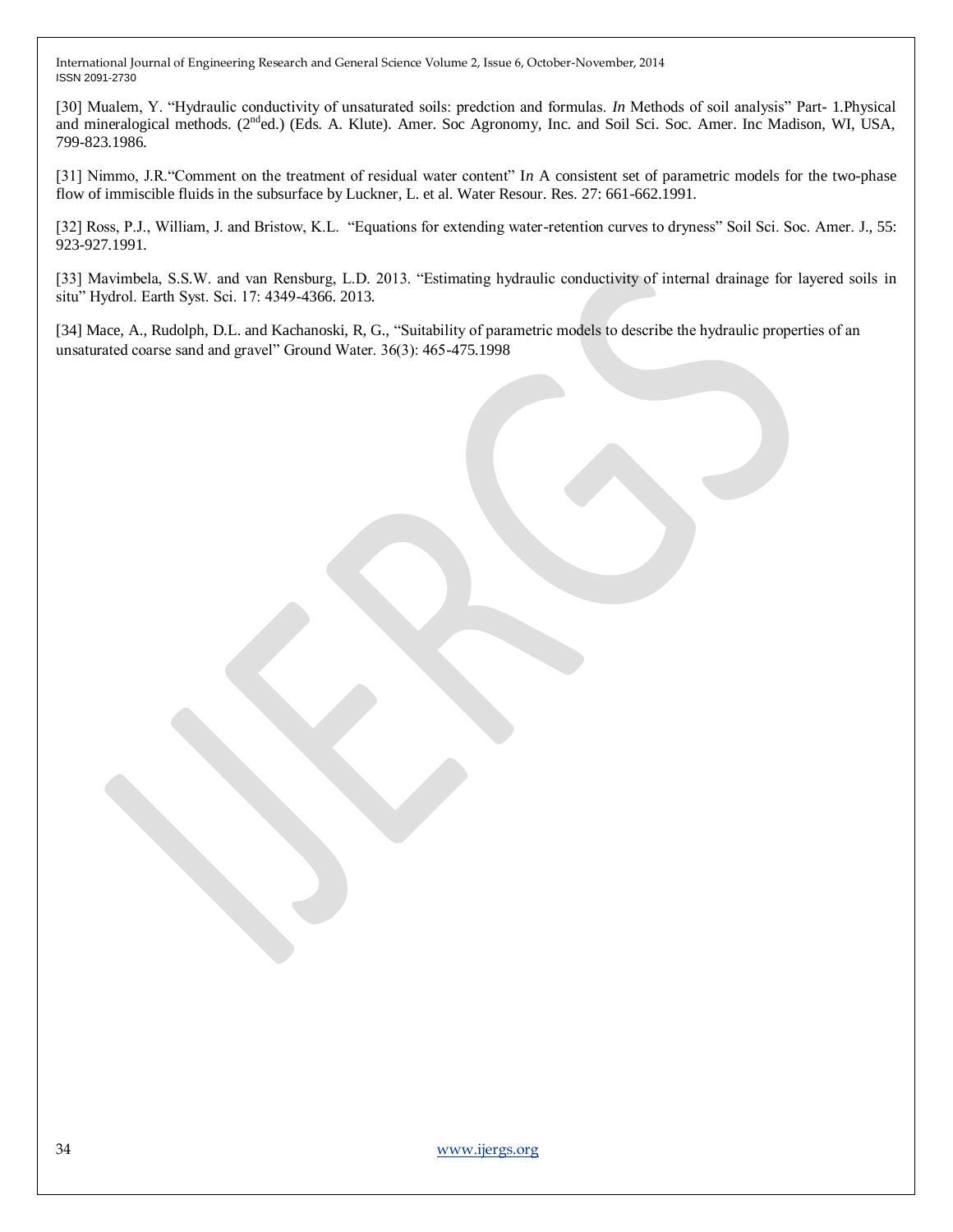[30] Mualem, Y. "Hydraulic conductivity of unsaturated soils: predction and formulas. *In* Methods of soil analysis" Part- 1.Physical and mineralogical methods. (2[nd]ed.) (Eds. A. Klute). Amer. Soc Agronomy, Inc. and Soil Sci. Soc. Amer. Inc Madison, WI, USA, 799-823.1986.

[31] Nimmo, J.R."Comment on the treatment of residual water content" I*n* A consistent set of parametric models for the two-phase flow of immiscible fluids in the subsurface by Luckner, L. et al. Water Resour. Res. 27: 661-662.1991.

[32] Ross, P.J., William, J. and Bristow, K.L. "Equations for extending water-retention curves to dryness" Soil Sci. Soc. Amer. J., 55: 923-927.1991.

[33] Mavimbela, S.S.W. and van Rensburg, L.D. 2013. "Estimating hydraulic conductivity of internal drainage for layered soils in situ" Hydrol. Earth Syst. Sci. 17: 4349-4366. 2013.

[34] Mace, A., Rudolph, D.L. and Kachanoski, R, G., "Suitability of parametric models to describe the hydraulic properties of an unsaturated coarse sand and gravel" Ground Water. 36(3): 465-475.1998